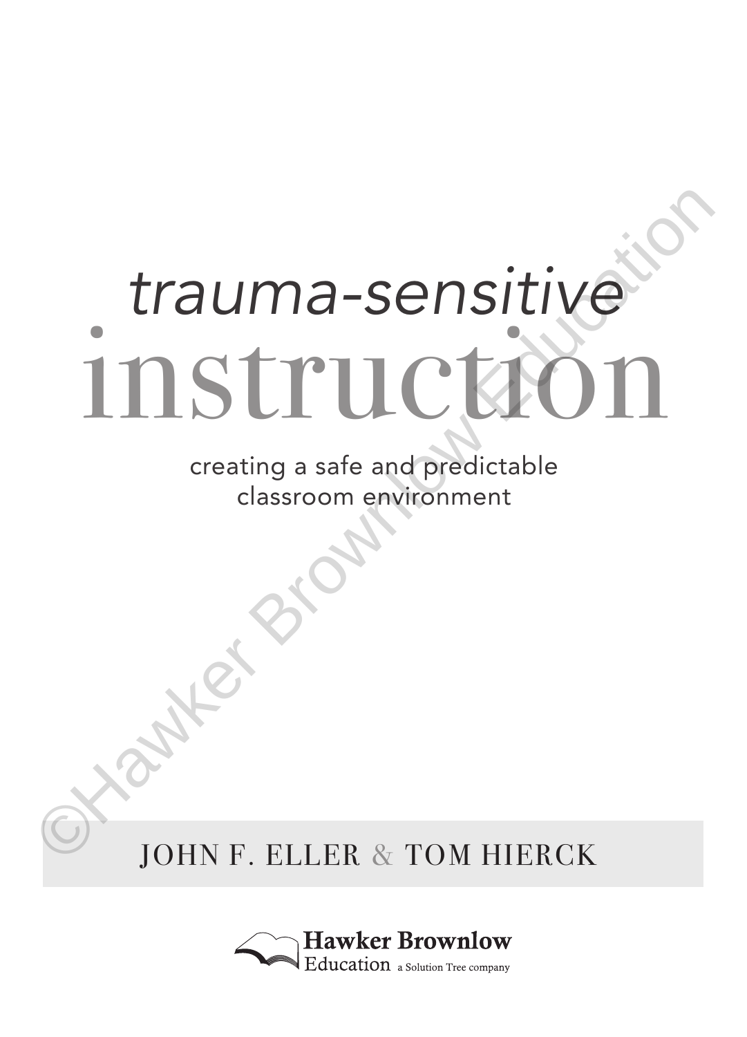# *trauma-sensitive* instruction

creating a safe and predictable classroom environment

JOHN F. ELLER & TOM HIERCK

Hawker Brownlow Education a Solution Tree company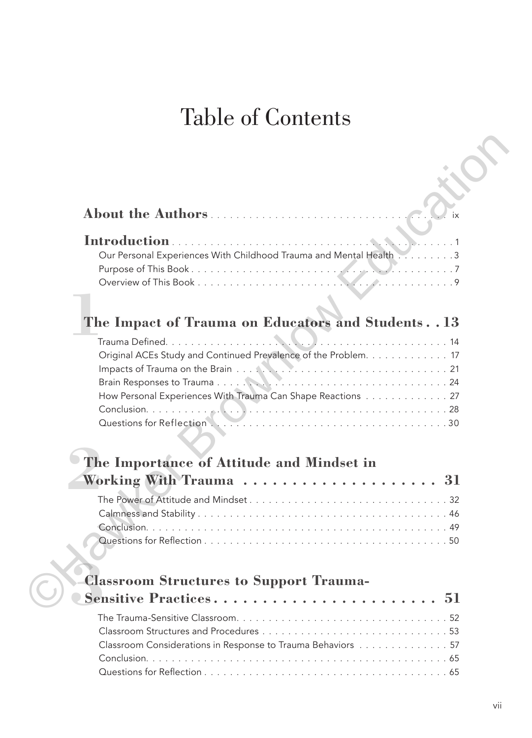# Table of Contents

**About the Authors** . . . . . . . . . . . . . . . . . . . . . . . . . . . . . . . . . . . . . ix

**Introduction** . . . . . . . . . . . . . . . . . . . . . . . . . . . . . . . . . . . . . . . . . 1

- Our Personal Experiences With Childhood Trauma and Mental Health . . . . . . . . . 3
- Purpose of This Book . . . . . . . . . . . . . . . . . . . . . . . . . . . . . . . . . . . . . . 7
- Overview of This Book . . . . . . . . . . . . . . . . . . . . . . . . . . . . . . . . . . . . . 9

## 1 The Impact of Trauma on Educators and Students . . 13

- Trauma Defined. . . . . . . . . . . . . . . . . . . . . . . . . . . . . . . . . . . . . . . . . . 14
- Original ACEs Study and Continued Prevalence of the Problem. . . . . . . . . . . . . 17
- Impacts of Trauma on the Brain . . . . . . . . . . . . . . . . . . . . . . . . . . . . . . . 21
- Brain Responses to Trauma . . . . . . . . . . . . . . . . . . . . . . . . . . . . . . . . . 24
- How Personal Experiences With Trauma Can Shape Reactions . . . . . . . . . . . . . 27
- Conclusion. . . . . . . . . . . . . . . . . . . . . . . . . . . . . . . . . . . . . . . . . . . . 28
- Questions for Reflection . . . . . . . . . . . . . . . . . . . . . . . . . . . . . . . . . . . 30

## 2 The Importance of Attitude and Mindset in Working With Trauma . . . . . . . . . . . . . . . . . . . . 31

- The Power of Attitude and Mindset . . . . . . . . . . . . . . . . . . . . . . . . . . . . . 32
- Calmness and Stability . . . . . . . . . . . . . . . . . . . . . . . . . . . . . . . . . . . . 46
- Conclusion. . . . . . . . . . . . . . . . . . . . . . . . . . . . . . . . . . . . . . . . . . . . 49
- Questions for Reflection . . . . . . . . . . . . . . . . . . . . . . . . . . . . . . . . . . . 50

## 3 Classroom Structures to Support Trauma-Sensitive Practices . . . . . . . . . . . . . . . . . . . . . . . 51

- The Trauma-Sensitive Classroom. . . . . . . . . . . . . . . . . . . . . . . . . . . . . . . 52
- Classroom Structures and Procedures . . . . . . . . . . . . . . . . . . . . . . . . . . . 53
- Classroom Considerations in Response to Trauma Behaviors . . . . . . . . . . . . . . 57
- Conclusion. . . . . . . . . . . . . . . . . . . . . . . . . . . . . . . . . . . . . . . . . . . . 65
- Questions for Reflection . . . . . . . . . . . . . . . . . . . . . . . . . . . . . . . . . . . 65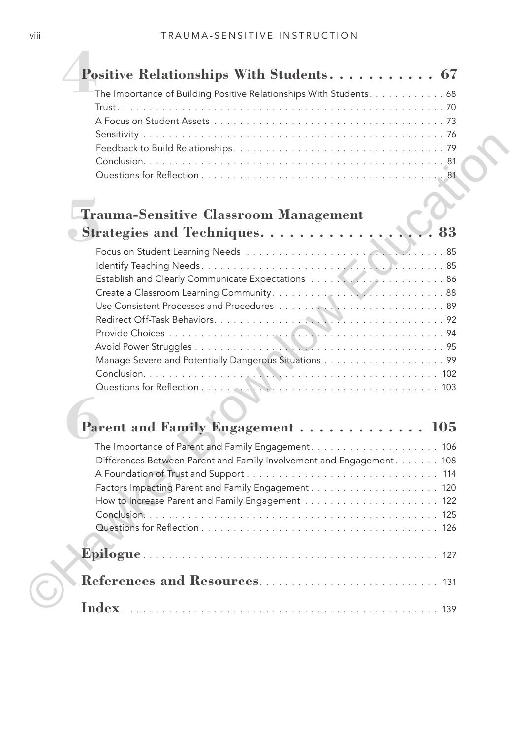## 4 Positive Relationships With Students . . . . . . . . . . . 67

- The Importance of Building Positive Relationships With Students . . . . . . . . . . . 68
- Trust . . . . . . . . . . . . . . . . . . . . . . . . . . . . . . . . . . . . . . . . . . . . . . . . 70
- A Focus on Student Assets . . . . . . . . . . . . . . . . . . . . . . . . . . . . . . . . . 73
- Sensitivity . . . . . . . . . . . . . . . . . . . . . . . . . . . . . . . . . . . . . . . . . . . . 76
- Feedback to Build Relationships . . . . . . . . . . . . . . . . . . . . . . . . . . . . . 79
- Conclusion . . . . . . . . . . . . . . . . . . . . . . . . . . . . . . . . . . . . . . . . . . . . 81
- Questions for Reflection . . . . . . . . . . . . . . . . . . . . . . . . . . . . . . . . . . 81

## 5 Trauma-Sensitive Classroom Management Strategies and Techniques . . . . . . . . . . . . . . . . . . 83

- Focus on Student Learning Needs . . . . . . . . . . . . . . . . . . . . . . . . . . . . 85
- Identify Teaching Needs . . . . . . . . . . . . . . . . . . . . . . . . . . . . . . . . . . . 85
- Establish and Clearly Communicate Expectations . . . . . . . . . . . . . . . . . . 86
- Create a Classroom Learning Community . . . . . . . . . . . . . . . . . . . . . . . 88
- Use Consistent Processes and Procedures . . . . . . . . . . . . . . . . . . . . . . . 89
- Redirect Off-Task Behaviors . . . . . . . . . . . . . . . . . . . . . . . . . . . . . . . . 92
- Provide Choices . . . . . . . . . . . . . . . . . . . . . . . . . . . . . . . . . . . . . . . . 94
- Avoid Power Struggles . . . . . . . . . . . . . . . . . . . . . . . . . . . . . . . . . . . . 95
- Manage Severe and Potentially Dangerous Situations . . . . . . . . . . . . . . . . 99
- Conclusion . . . . . . . . . . . . . . . . . . . . . . . . . . . . . . . . . . . . . . . . . . . . 102
- Questions for Reflection . . . . . . . . . . . . . . . . . . . . . . . . . . . . . . . . . . 103

## 6 Parent and Family Engagement . . . . . . . . . . . . . 105

- The Importance of Parent and Family Engagement . . . . . . . . . . . . . . . . . 106
- Differences Between Parent and Family Involvement and Engagement . . . . . . . 108
- A Foundation of Trust and Support . . . . . . . . . . . . . . . . . . . . . . . . . . . 114
- Factors Impacting Parent and Family Engagement . . . . . . . . . . . . . . . . . . 120
- How to Increase Parent and Family Engagement . . . . . . . . . . . . . . . . . . . 122
- Conclusion . . . . . . . . . . . . . . . . . . . . . . . . . . . . . . . . . . . . . . . . . . . . 125
- Questions for Reflection . . . . . . . . . . . . . . . . . . . . . . . . . . . . . . . . . . 126

## Epilogue . . . . . . . . . . . . . . . . . . . . . . . . . . . . . . . . . . . . . . . . . . 127

## References and Resources . . . . . . . . . . . . . . . . . . . . . . . . . . . . . 131

## Index . . . . . . . . . . . . . . . . . . . . . . . . . . . . . . . . . . . . . . . . . . . . . 139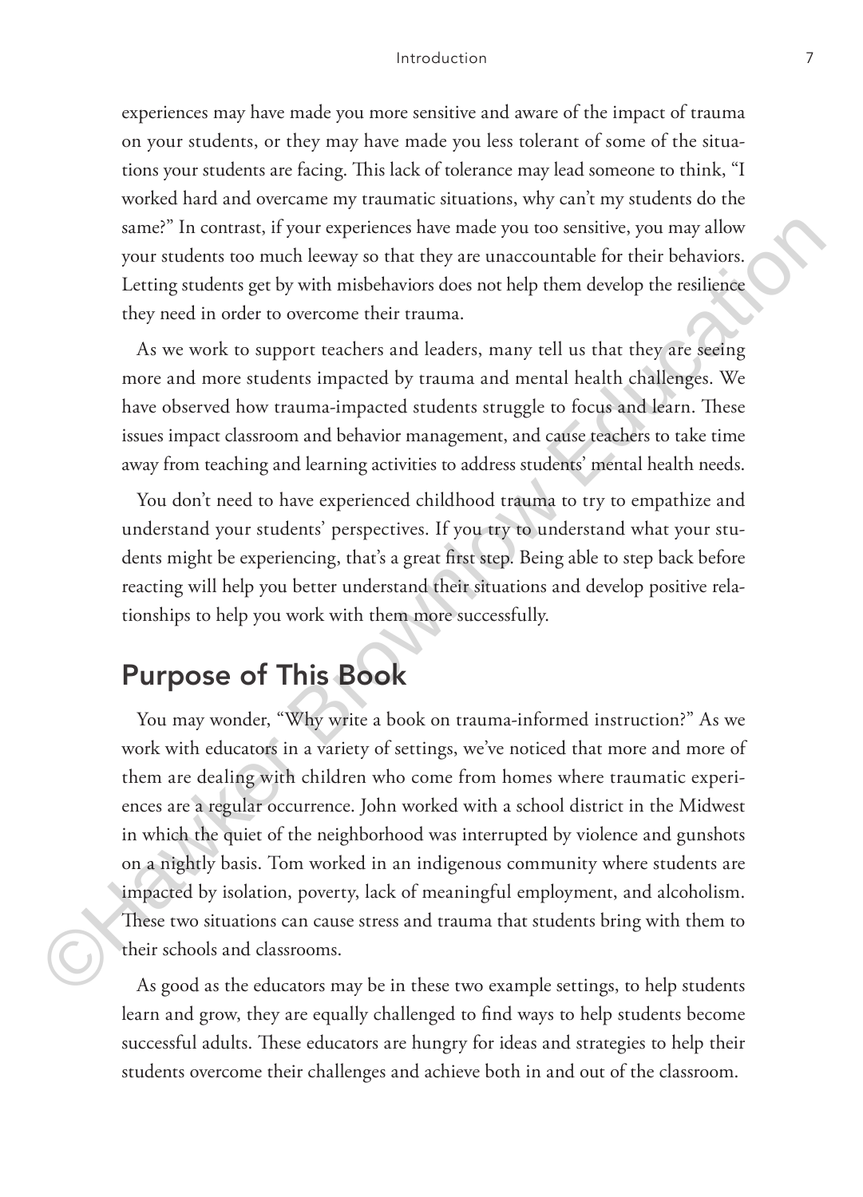experiences may have made you more sensitive and aware of the impact of trauma on your students, or they may have made you less tolerant of some of the situations your students are facing. This lack of tolerance may lead someone to think, "I worked hard and overcame my traumatic situations, why can't my students do the same?" In contrast, if your experiences have made you too sensitive, you may allow your students too much leeway so that they are unaccountable for their behaviors. Letting students get by with misbehaviors does not help them develop the resilience they need in order to overcome their trauma.

As we work to support teachers and leaders, many tell us that they are seeing more and more students impacted by trauma and mental health challenges. We have observed how trauma-impacted students struggle to focus and learn. These issues impact classroom and behavior management, and cause teachers to take time away from teaching and learning activities to address students' mental health needs.

You don't need to have experienced childhood trauma to try to empathize and understand your students' perspectives. If you try to understand what your students might be experiencing, that's a great first step. Being able to step back before reacting will help you better understand their situations and develop positive relationships to help you work with them more successfully.

## Purpose of This Book

You may wonder, "Why write a book on trauma-informed instruction?" As we work with educators in a variety of settings, we've noticed that more and more of them are dealing with children who come from homes where traumatic experiences are a regular occurrence. John worked with a school district in the Midwest in which the quiet of the neighborhood was interrupted by violence and gunshots on a nightly basis. Tom worked in an indigenous community where students are impacted by isolation, poverty, lack of meaningful employment, and alcoholism. These two situations can cause stress and trauma that students bring with them to their schools and classrooms.

As good as the educators may be in these two example settings, to help students learn and grow, they are equally challenged to find ways to help students become successful adults. These educators are hungry for ideas and strategies to help their students overcome their challenges and achieve both in and out of the classroom.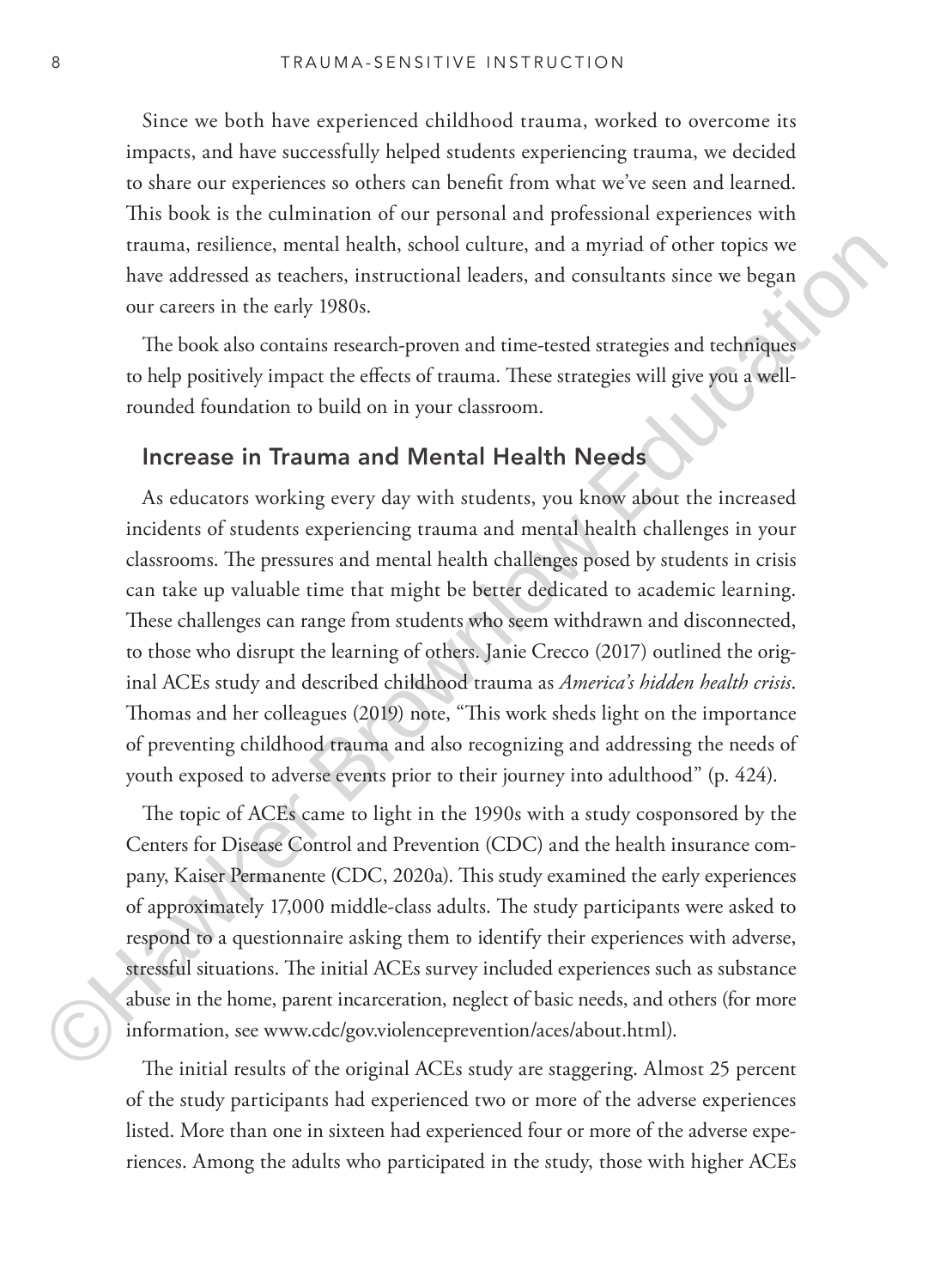Since we both have experienced childhood trauma, worked to overcome its impacts, and have successfully helped students experiencing trauma, we decided to share our experiences so others can benefit from what we've seen and learned. This book is the culmination of our personal and professional experiences with trauma, resilience, mental health, school culture, and a myriad of other topics we have addressed as teachers, instructional leaders, and consultants since we began our careers in the early 1980s.

The book also contains research-proven and time-tested strategies and techniques to help positively impact the effects of trauma. These strategies will give you a well-rounded foundation to build on in your classroom.

## Increase in Trauma and Mental Health Needs

As educators working every day with students, you know about the increased incidents of students experiencing trauma and mental health challenges in your classrooms. The pressures and mental health challenges posed by students in crisis can take up valuable time that might be better dedicated to academic learning. These challenges can range from students who seem withdrawn and disconnected, to those who disrupt the learning of others. Janie Crecco (2017) outlined the original ACEs study and described childhood trauma as *America's hidden health crisis*. Thomas and her colleagues (2019) note, "This work sheds light on the importance of preventing childhood trauma and also recognizing and addressing the needs of youth exposed to adverse events prior to their journey into adulthood" (p. 424).

The topic of ACEs came to light in the 1990s with a study cosponsored by the Centers for Disease Control and Prevention (CDC) and the health insurance company, Kaiser Permanente (CDC, 2020a). This study examined the early experiences of approximately 17,000 middle-class adults. The study participants were asked to respond to a questionnaire asking them to identify their experiences with adverse, stressful situations. The initial ACEs survey included experiences such as substance abuse in the home, parent incarceration, neglect of basic needs, and others (for more information, see www.cdc/gov.violenceprevention/aces/about.html).

The initial results of the original ACEs study are staggering. Almost 25 percent of the study participants had experienced two or more of the adverse experiences listed. More than one in sixteen had experienced four or more of the adverse experiences. Among the adults who participated in the study, those with higher ACEs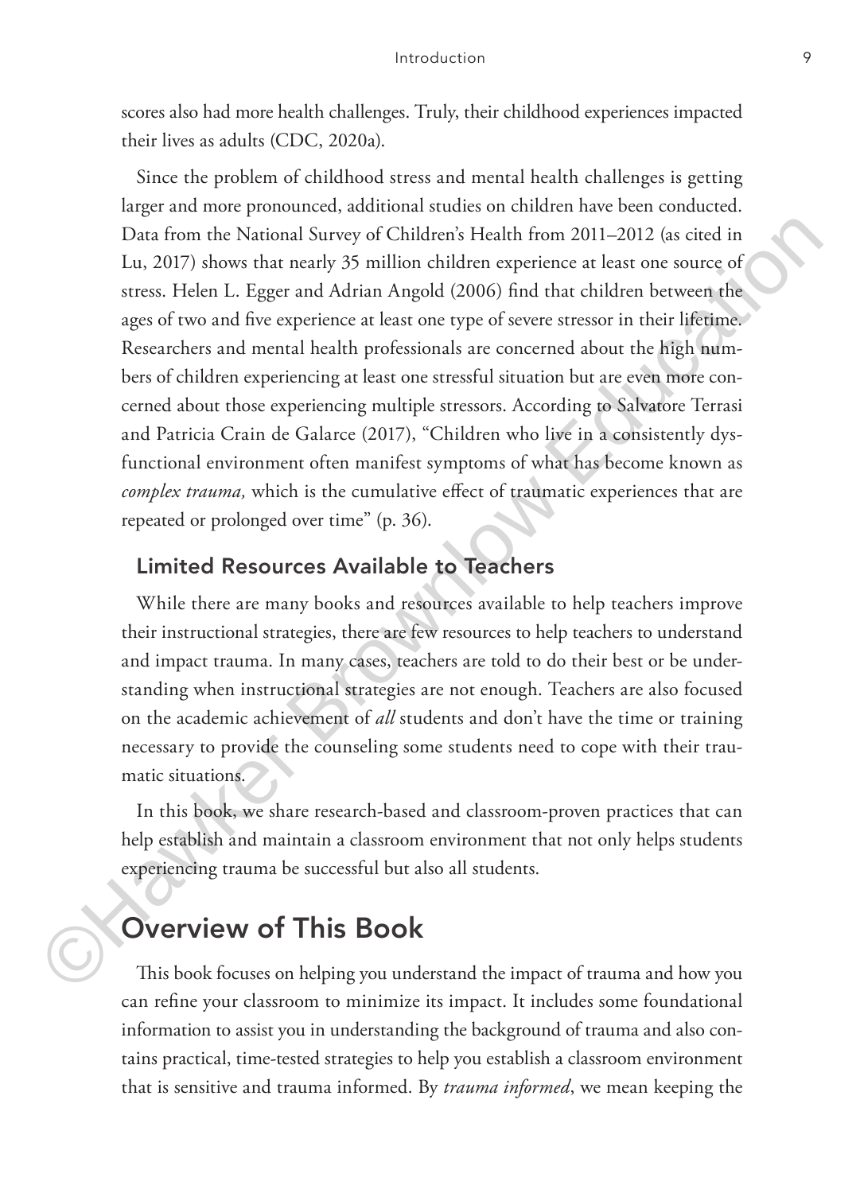scores also had more health challenges. Truly, their childhood experiences impacted their lives as adults (CDC, 2020a).

Since the problem of childhood stress and mental health challenges is getting larger and more pronounced, additional studies on children have been conducted. Data from the National Survey of Children's Health from 2011–2012 (as cited in Lu, 2017) shows that nearly 35 million children experience at least one source of stress. Helen L. Egger and Adrian Angold (2006) find that children between the ages of two and five experience at least one type of severe stressor in their lifetime. Researchers and mental health professionals are concerned about the high numbers of children experiencing at least one stressful situation but are even more concerned about those experiencing multiple stressors. According to Salvatore Terrasi and Patricia Crain de Galarce (2017), "Children who live in a consistently dysfunctional environment often manifest symptoms of what has become known as *complex trauma,* which is the cumulative effect of traumatic experiences that are repeated or prolonged over time" (p. 36).

### Limited Resources Available to Teachers

While there are many books and resources available to help teachers improve their instructional strategies, there are few resources to help teachers to understand and impact trauma. In many cases, teachers are told to do their best or be understanding when instructional strategies are not enough. Teachers are also focused on the academic achievement of *all* students and don't have the time or training necessary to provide the counseling some students need to cope with their traumatic situations.

In this book, we share research-based and classroom-proven practices that can help establish and maintain a classroom environment that not only helps students experiencing trauma be successful but also all students.

## Overview of This Book

This book focuses on helping you understand the impact of trauma and how you can refine your classroom to minimize its impact. It includes some foundational information to assist you in understanding the background of trauma and also contains practical, time-tested strategies to help you establish a classroom environment that is sensitive and trauma informed. By *trauma informed*, we mean keeping the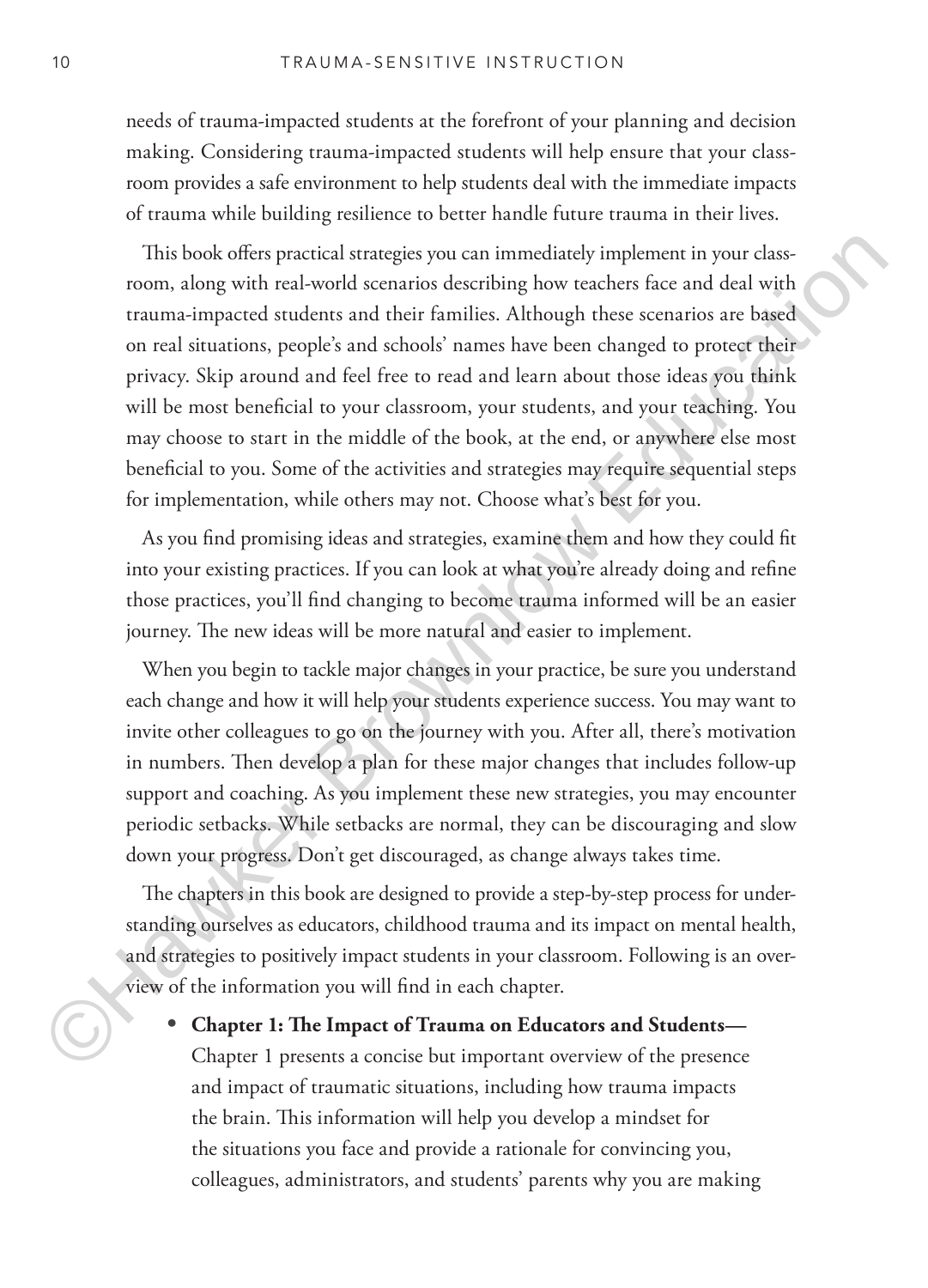needs of trauma-impacted students at the forefront of your planning and decision making. Considering trauma-impacted students will help ensure that your classroom provides a safe environment to help students deal with the immediate impacts of trauma while building resilience to better handle future trauma in their lives.

This book offers practical strategies you can immediately implement in your classroom, along with real-world scenarios describing how teachers face and deal with trauma-impacted students and their families. Although these scenarios are based on real situations, people's and schools' names have been changed to protect their privacy. Skip around and feel free to read and learn about those ideas you think will be most beneficial to your classroom, your students, and your teaching. You may choose to start in the middle of the book, at the end, or anywhere else most beneficial to you. Some of the activities and strategies may require sequential steps for implementation, while others may not. Choose what's best for you.

As you find promising ideas and strategies, examine them and how they could fit into your existing practices. If you can look at what you're already doing and refine those practices, you'll find changing to become trauma informed will be an easier journey. The new ideas will be more natural and easier to implement.

When you begin to tackle major changes in your practice, be sure you understand each change and how it will help your students experience success. You may want to invite other colleagues to go on the journey with you. After all, there's motivation in numbers. Then develop a plan for these major changes that includes follow-up support and coaching. As you implement these new strategies, you may encounter periodic setbacks. While setbacks are normal, they can be discouraging and slow down your progress. Don't get discouraged, as change always takes time.

The chapters in this book are designed to provide a step-by-step process for understanding ourselves as educators, childhood trauma and its impact on mental health, and strategies to positively impact students in your classroom. Following is an overview of the information you will find in each chapter.

- **Chapter 1: The Impact of Trauma on Educators and Students—** Chapter 1 presents a concise but important overview of the presence and impact of traumatic situations, including how trauma impacts the brain. This information will help you develop a mindset for the situations you face and provide a rationale for convincing you, colleagues, administrators, and students' parents why you are making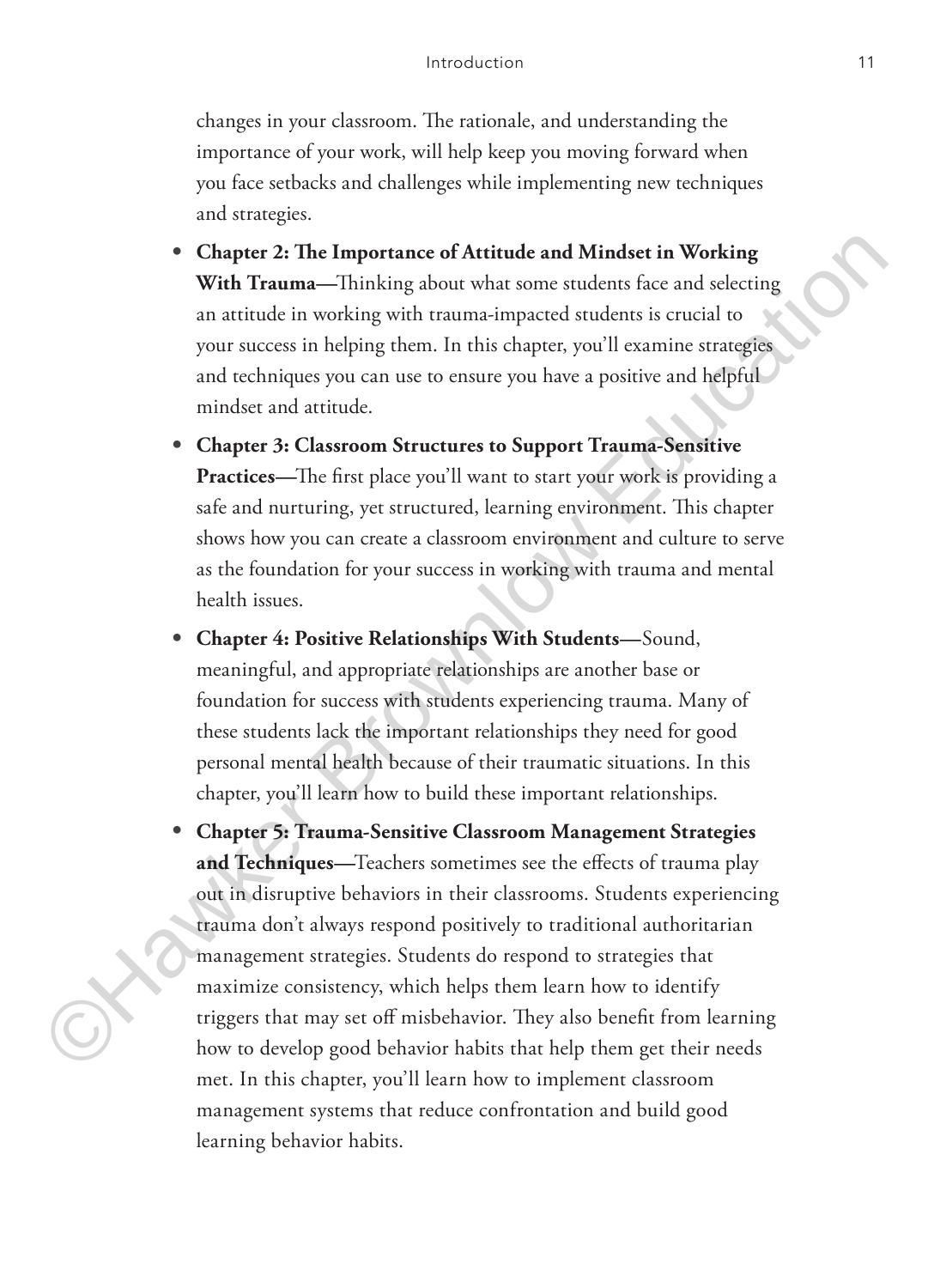changes in your classroom. The rationale, and understanding the importance of your work, will help keep you moving forward when you face setbacks and challenges while implementing new techniques and strategies.

- **Chapter 2: The Importance of Attitude and Mindset in Working With Trauma—**Thinking about what some students face and selecting an attitude in working with trauma-impacted students is crucial to your success in helping them. In this chapter, you'll examine strategies and techniques you can use to ensure you have a positive and helpful mindset and attitude.
- **Chapter 3: Classroom Structures to Support Trauma-Sensitive Practices—**The first place you'll want to start your work is providing a safe and nurturing, yet structured, learning environment. This chapter shows how you can create a classroom environment and culture to serve as the foundation for your success in working with trauma and mental health issues.
- **Chapter 4: Positive Relationships With Students—**Sound, meaningful, and appropriate relationships are another base or foundation for success with students experiencing trauma. Many of these students lack the important relationships they need for good personal mental health because of their traumatic situations. In this chapter, you'll learn how to build these important relationships.
- **Chapter 5: Trauma-Sensitive Classroom Management Strategies and Techniques—**Teachers sometimes see the effects of trauma play out in disruptive behaviors in their classrooms. Students experiencing trauma don't always respond positively to traditional authoritarian management strategies. Students do respond to strategies that maximize consistency, which helps them learn how to identify triggers that may set off misbehavior. They also benefit from learning how to develop good behavior habits that help them get their needs met. In this chapter, you'll learn how to implement classroom management systems that reduce confrontation and build good learning behavior habits.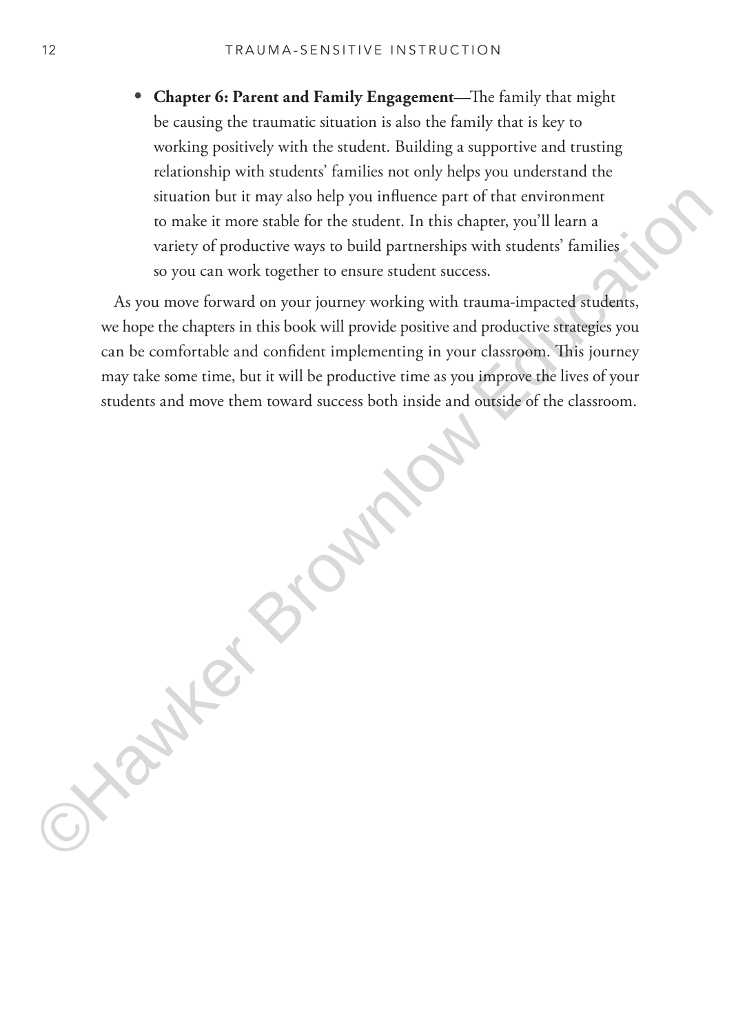- **Chapter 6: Parent and Family Engagement—**The family that might be causing the traumatic situation is also the family that is key to working positively with the student. Building a supportive and trusting relationship with students' families not only helps you understand the situation but it may also help you influence part of that environment to make it more stable for the student. In this chapter, you'll learn a variety of productive ways to build partnerships with students' families so you can work together to ensure student success.

As you move forward on your journey working with trauma-impacted students, we hope the chapters in this book will provide positive and productive strategies you can be comfortable and confident implementing in your classroom. This journey may take some time, but it will be productive time as you improve the lives of your students and move them toward success both inside and outside of the classroom.